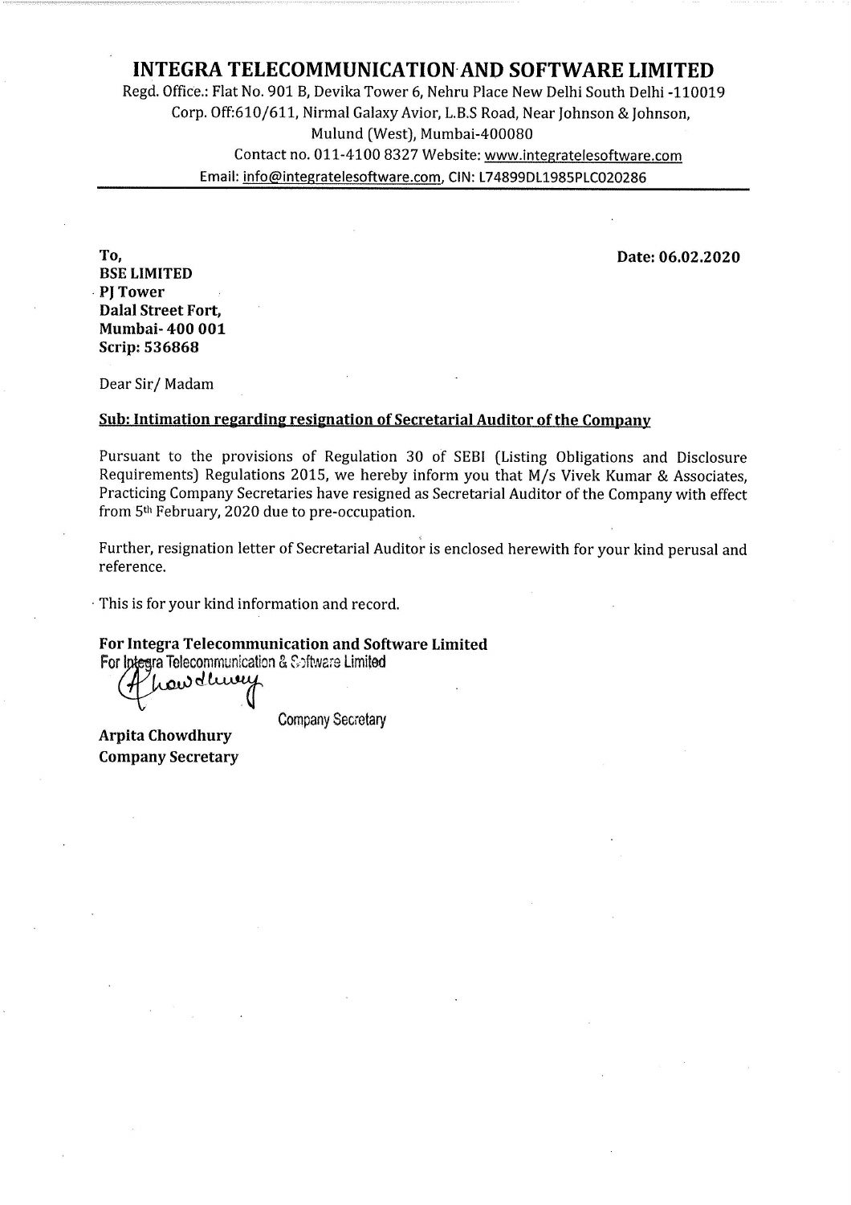# INTEGRA TELECOMMUNICATION AND SOFTWARE LIMITED

Regd. Office.: Flat No. 901 B, Devika Tower 6, Nehru Place New Delhi South Delhi -110019
Corp. Off:610/611, Nirmal Galaxy Avior, L.B.S Road, Near Johnson & Johnson, Mulund (West), Mumbai-400080
Contact no. 011-4100 8327 Website: www.integratelesoftware.com
Email: info@integratelesoftware.com, CIN: L74899DL1985PLC020286

**To,**
**BSE LIMITED**
**PJ Tower**
**Dalal Street Fort,**
**Mumbai- 400 001**
**Scrip: 536868**

**Date: 06.02.2020**

Dear Sir/ Madam

**Sub: Intimation regarding resignation of Secretarial Auditor of the Company**

Pursuant to the provisions of Regulation 30 of SEBI (Listing Obligations and Disclosure Requirements) Regulations 2015, we hereby inform you that M/s Vivek Kumar & Associates, Practicing Company Secretaries have resigned as Secretarial Auditor of the Company with effect from 5th February, 2020 due to pre-occupation.

Further, resignation letter of Secretarial Auditor is enclosed herewith for your kind perusal and reference.

This is for your kind information and record.

**For Integra Telecommunication and Software Limited**
For Integra Telecommunication & Software Limited

Company Secretary

**Arpita Chowdhury**
**Company Secretary**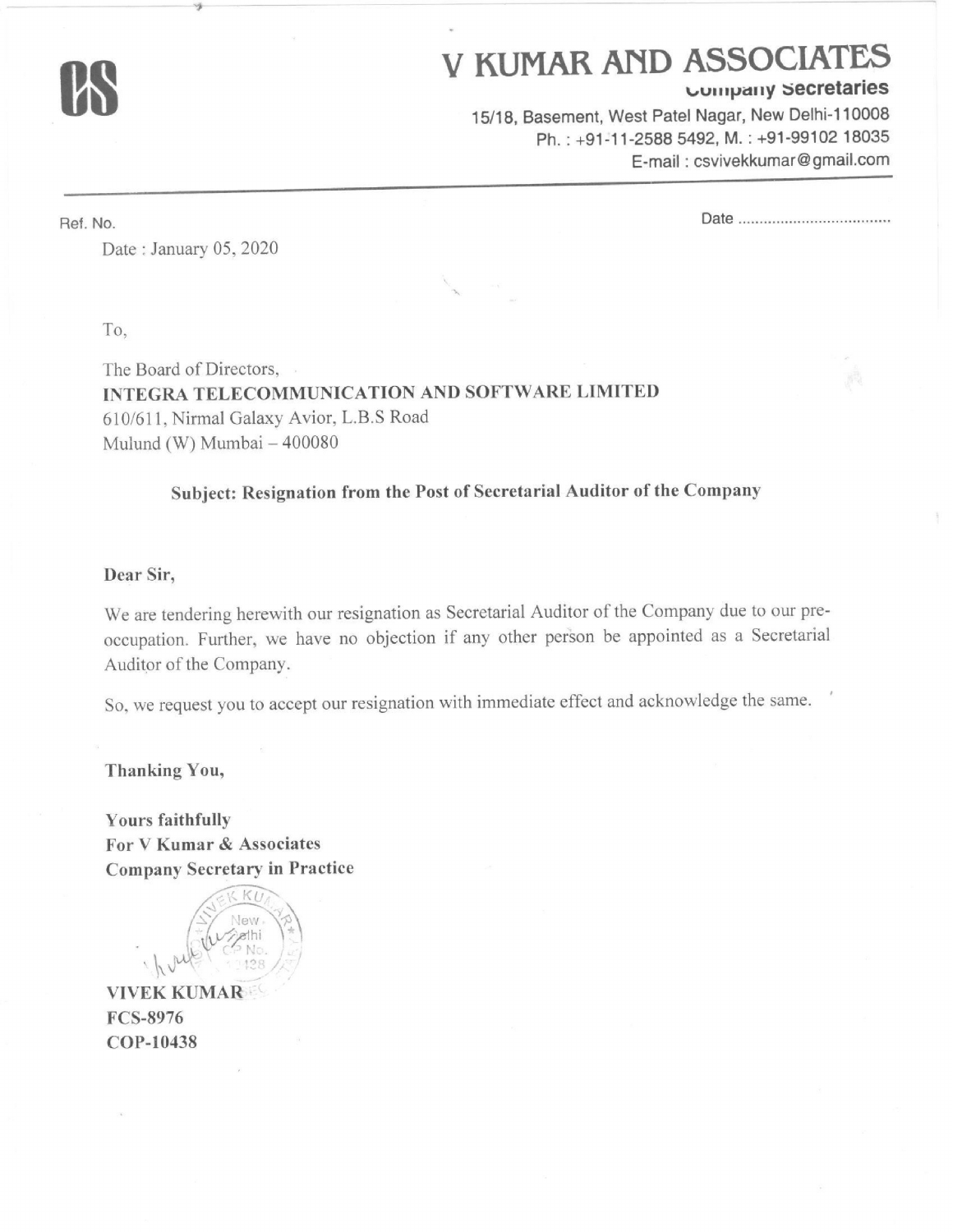# V KUMAR AND ASSOCIATES

**Company Secretaries**

15/18, Basement, West Patel Nagar, New Delhi-110008
Ph. : +91-11-2588 5492, M. : +91-99102 18035
E-mail : csvivekkumar@gmail.com

Ref. No.

Date ...................................

Date : January 05, 2020

To,

The Board of Directors,
**INTEGRA TELECOMMUNICATION AND SOFTWARE LIMITED**
610/611, Nirmal Galaxy Avior, L.B.S Road
Mulund (W) Mumbai – 400080

**Subject: Resignation from the Post of Secretarial Auditor of the Company**

**Dear Sir,**

We are tendering herewith our resignation as Secretarial Auditor of the Company due to our pre-occupation. Further, we have no objection if any other person be appointed as a Secretarial Auditor of the Company.

So, we request you to accept our resignation with immediate effect and acknowledge the same.

**Thanking You,**

**Yours faithfully**
**For V Kumar & Associates**
**Company Secretary in Practice**

**VIVEK KUMAR**
**FCS-8976**
**COP-10438**